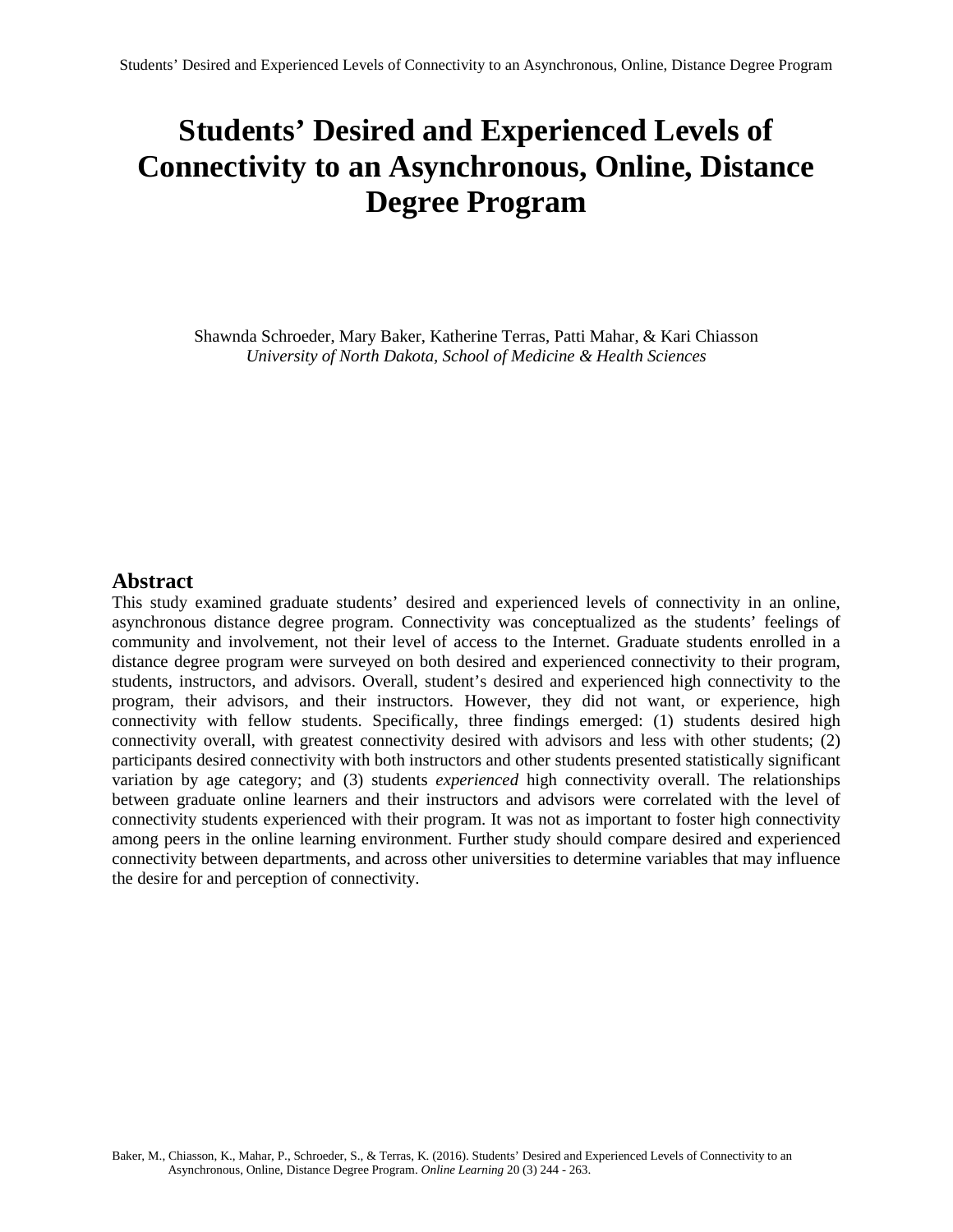# Students' Desired and Experienced Levels of Connectivity to an Asynchronous, Online, Distance Degree Program

Shawnda Schroeder, Mary Baker, Katherine Terras, Patti Mahar, & Kari Chiasson
*University of North Dakota, School of Medicine & Health Sciences*

## Abstract

This study examined graduate students' desired and experienced levels of connectivity in an online, asynchronous distance degree program. Connectivity was conceptualized as the students' feelings of community and involvement, not their level of access to the Internet. Graduate students enrolled in a distance degree program were surveyed on both desired and experienced connectivity to their program, students, instructors, and advisors. Overall, student's desired and experienced high connectivity to the program, their advisors, and their instructors. However, they did not want, or experience, high connectivity with fellow students. Specifically, three findings emerged: (1) students desired high connectivity overall, with greatest connectivity desired with advisors and less with other students; (2) participants desired connectivity with both instructors and other students presented statistically significant variation by age category; and (3) students *experienced* high connectivity overall. The relationships between graduate online learners and their instructors and advisors were correlated with the level of connectivity students experienced with their program. It was not as important to foster high connectivity among peers in the online learning environment. Further study should compare desired and experienced connectivity between departments, and across other universities to determine variables that may influence the desire for and perception of connectivity.

Baker, M., Chiasson, K., Mahar, P., Schroeder, S., & Terras, K. (2016). Students' Desired and Experienced Levels of Connectivity to an Asynchronous, Online, Distance Degree Program. *Online Learning* 20 (3) 244 - 263.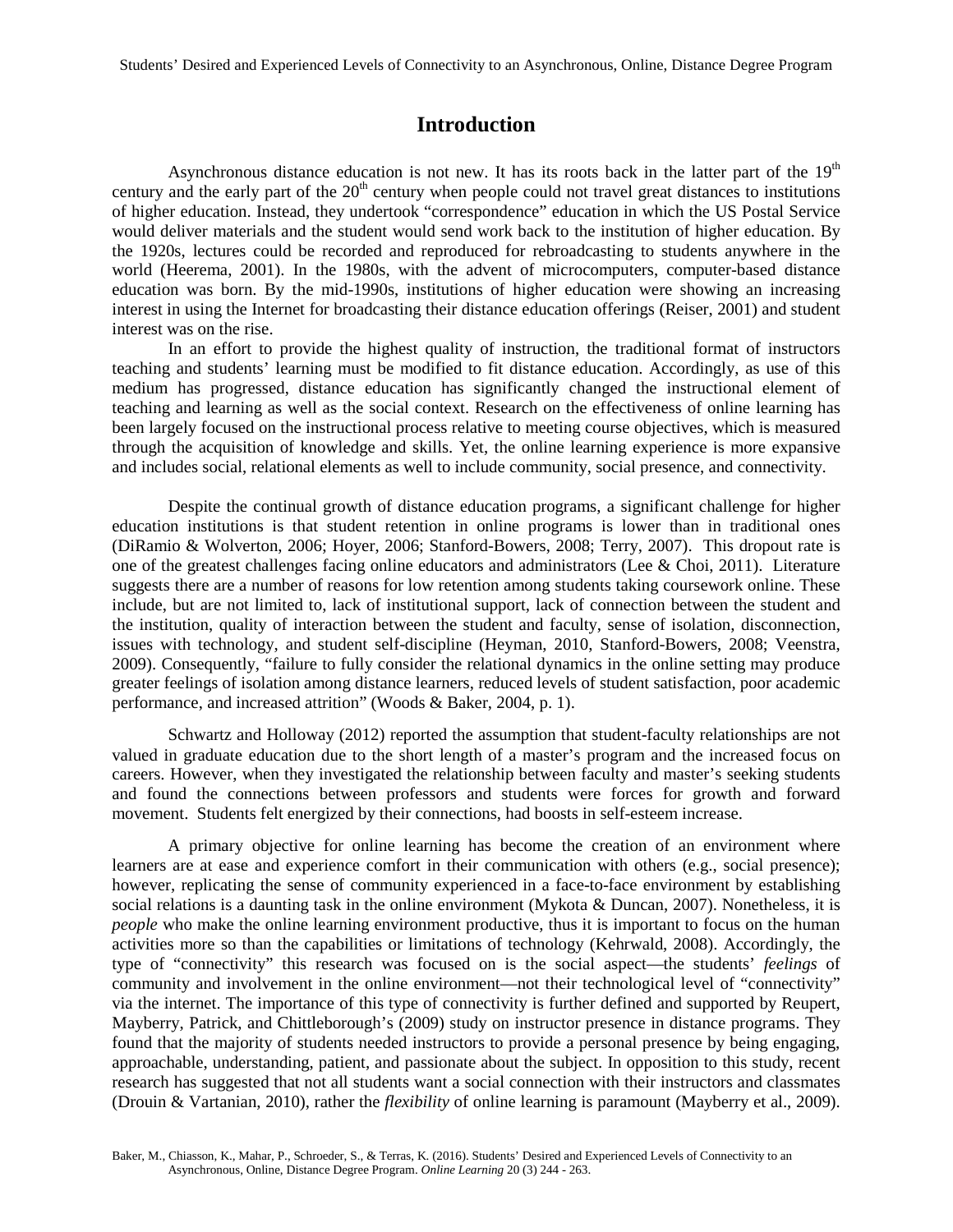# Introduction

Asynchronous distance education is not new. It has its roots back in the latter part of the 19th century and the early part of the 20th century when people could not travel great distances to institutions of higher education. Instead, they undertook "correspondence" education in which the US Postal Service would deliver materials and the student would send work back to the institution of higher education. By the 1920s, lectures could be recorded and reproduced for rebroadcasting to students anywhere in the world (Heerema, 2001). In the 1980s, with the advent of microcomputers, computer-based distance education was born. By the mid-1990s, institutions of higher education were showing an increasing interest in using the Internet for broadcasting their distance education offerings (Reiser, 2001) and student interest was on the rise.

In an effort to provide the highest quality of instruction, the traditional format of instructors teaching and students' learning must be modified to fit distance education. Accordingly, as use of this medium has progressed, distance education has significantly changed the instructional element of teaching and learning as well as the social context. Research on the effectiveness of online learning has been largely focused on the instructional process relative to meeting course objectives, which is measured through the acquisition of knowledge and skills. Yet, the online learning experience is more expansive and includes social, relational elements as well to include community, social presence, and connectivity.

Despite the continual growth of distance education programs, a significant challenge for higher education institutions is that student retention in online programs is lower than in traditional ones (DiRamio & Wolverton, 2006; Hoyer, 2006; Stanford-Bowers, 2008; Terry, 2007). This dropout rate is one of the greatest challenges facing online educators and administrators (Lee & Choi, 2011). Literature suggests there are a number of reasons for low retention among students taking coursework online. These include, but are not limited to, lack of institutional support, lack of connection between the student and the institution, quality of interaction between the student and faculty, sense of isolation, disconnection, issues with technology, and student self-discipline (Heyman, 2010, Stanford-Bowers, 2008; Veenstra, 2009). Consequently, "failure to fully consider the relational dynamics in the online setting may produce greater feelings of isolation among distance learners, reduced levels of student satisfaction, poor academic performance, and increased attrition" (Woods & Baker, 2004, p. 1).

Schwartz and Holloway (2012) reported the assumption that student-faculty relationships are not valued in graduate education due to the short length of a master's program and the increased focus on careers. However, when they investigated the relationship between faculty and master's seeking students and found the connections between professors and students were forces for growth and forward movement. Students felt energized by their connections, had boosts in self-esteem increase.

A primary objective for online learning has become the creation of an environment where learners are at ease and experience comfort in their communication with others (e.g., social presence); however, replicating the sense of community experienced in a face-to-face environment by establishing social relations is a daunting task in the online environment (Mykota & Duncan, 2007). Nonetheless, it is *people* who make the online learning environment productive, thus it is important to focus on the human activities more so than the capabilities or limitations of technology (Kehrwald, 2008). Accordingly, the type of "connectivity" this research was focused on is the social aspect—the students' *feelings* of community and involvement in the online environment—not their technological level of "connectivity" via the internet. The importance of this type of connectivity is further defined and supported by Reupert, Mayberry, Patrick, and Chittleborough's (2009) study on instructor presence in distance programs. They found that the majority of students needed instructors to provide a personal presence by being engaging, approachable, understanding, patient, and passionate about the subject. In opposition to this study, recent research has suggested that not all students want a social connection with their instructors and classmates (Drouin & Vartanian, 2010), rather the *flexibility* of online learning is paramount (Mayberry et al., 2009).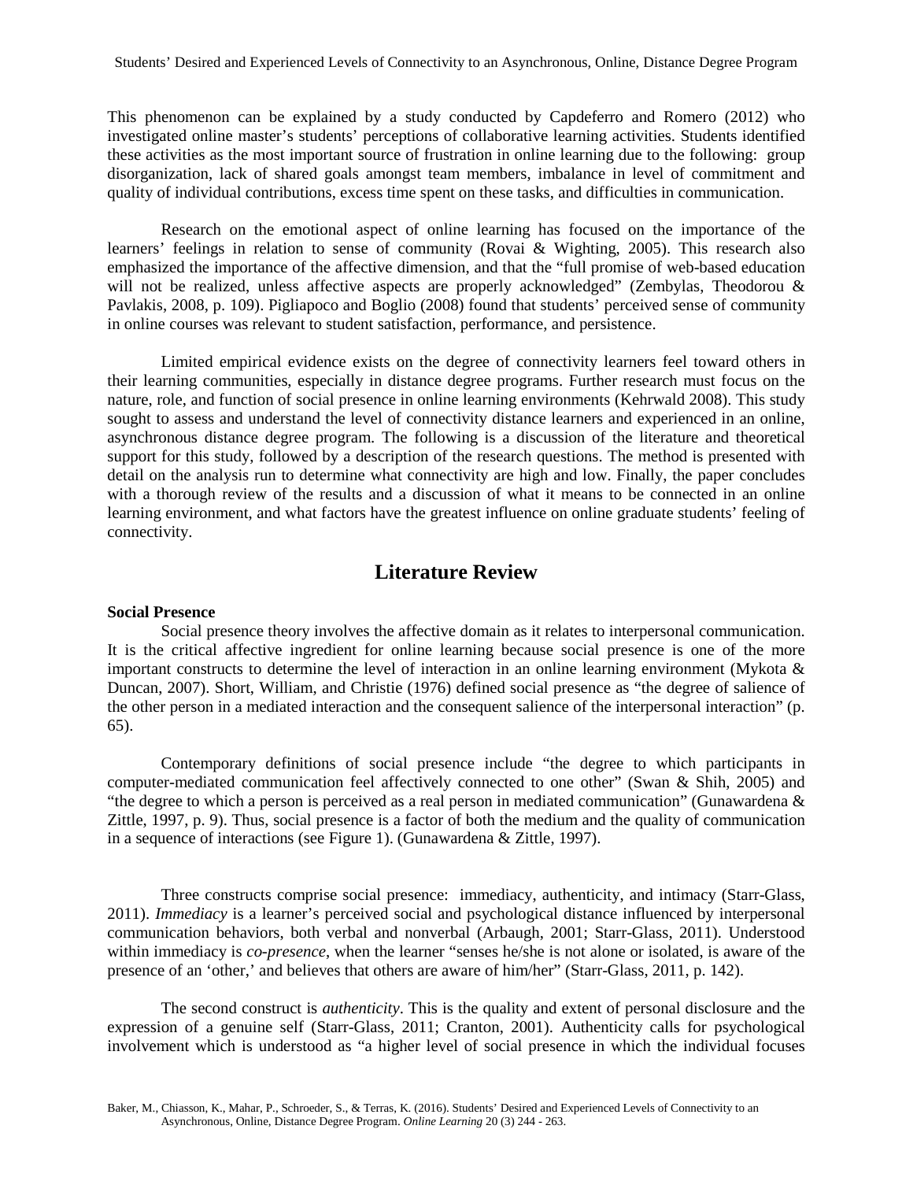This phenomenon can be explained by a study conducted by Capdeferro and Romero (2012) who investigated online master's students' perceptions of collaborative learning activities. Students identified these activities as the most important source of frustration in online learning due to the following: group disorganization, lack of shared goals amongst team members, imbalance in level of commitment and quality of individual contributions, excess time spent on these tasks, and difficulties in communication.

Research on the emotional aspect of online learning has focused on the importance of the learners' feelings in relation to sense of community (Rovai & Wighting, 2005). This research also emphasized the importance of the affective dimension, and that the "full promise of web-based education will not be realized, unless affective aspects are properly acknowledged" (Zembylas, Theodorou & Pavlakis, 2008, p. 109). Pigliapoco and Boglio (2008) found that students' perceived sense of community in online courses was relevant to student satisfaction, performance, and persistence.

Limited empirical evidence exists on the degree of connectivity learners feel toward others in their learning communities, especially in distance degree programs. Further research must focus on the nature, role, and function of social presence in online learning environments (Kehrwald 2008). This study sought to assess and understand the level of connectivity distance learners and experienced in an online, asynchronous distance degree program. The following is a discussion of the literature and theoretical support for this study, followed by a description of the research questions. The method is presented with detail on the analysis run to determine what connectivity are high and low. Finally, the paper concludes with a thorough review of the results and a discussion of what it means to be connected in an online learning environment, and what factors have the greatest influence on online graduate students' feeling of connectivity.

## Literature Review

**Social Presence**

Social presence theory involves the affective domain as it relates to interpersonal communication. It is the critical affective ingredient for online learning because social presence is one of the more important constructs to determine the level of interaction in an online learning environment (Mykota & Duncan, 2007). Short, William, and Christie (1976) defined social presence as "the degree of salience of the other person in a mediated interaction and the consequent salience of the interpersonal interaction" (p. 65).

Contemporary definitions of social presence include "the degree to which participants in computer-mediated communication feel affectively connected to one other" (Swan & Shih, 2005) and "the degree to which a person is perceived as a real person in mediated communication" (Gunawardena & Zittle, 1997, p. 9). Thus, social presence is a factor of both the medium and the quality of communication in a sequence of interactions (see Figure 1). (Gunawardena & Zittle, 1997).

Three constructs comprise social presence: immediacy, authenticity, and intimacy (Starr-Glass, 2011). *Immediacy* is a learner's perceived social and psychological distance influenced by interpersonal communication behaviors, both verbal and nonverbal (Arbaugh, 2001; Starr-Glass, 2011). Understood within immediacy is *co-presence*, when the learner "senses he/she is not alone or isolated, is aware of the presence of an 'other,' and believes that others are aware of him/her" (Starr-Glass, 2011, p. 142).

The second construct is *authenticity*. This is the quality and extent of personal disclosure and the expression of a genuine self (Starr-Glass, 2011; Cranton, 2001). Authenticity calls for psychological involvement which is understood as "a higher level of social presence in which the individual focuses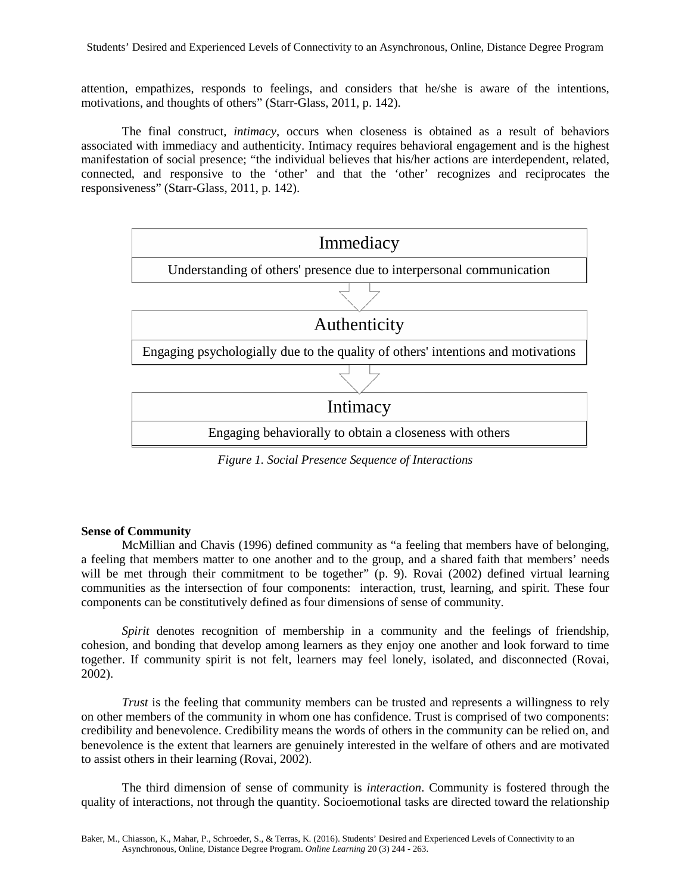attention, empathizes, responds to feelings, and considers that he/she is aware of the intentions, motivations, and thoughts of others" (Starr-Glass, 2011, p. 142).

The final construct, *intimacy*, occurs when closeness is obtained as a result of behaviors associated with immediacy and authenticity. Intimacy requires behavioral engagement and is the highest manifestation of social presence; "the individual believes that his/her actions are interdependent, related, connected, and responsive to the 'other' and that the 'other' recognizes and reciprocates the responsiveness" (Starr-Glass, 2011, p. 142).

| Immediacy |
|---|
| Understanding of others' presence due to interpersonal communication |

↓

| Authenticity |
|---|
| Engaging psychologially due to the quality of others' intentions and motivations |

↓

| Intimacy |
|---|
| Engaging behaviorally to obtain a closeness with others |

*Figure 1. Social Presence Sequence of Interactions*

**Sense of Community**

McMillian and Chavis (1996) defined community as "a feeling that members have of belonging, a feeling that members matter to one another and to the group, and a shared faith that members' needs will be met through their commitment to be together" (p. 9). Rovai (2002) defined virtual learning communities as the intersection of four components: interaction, trust, learning, and spirit. These four components can be constitutively defined as four dimensions of sense of community.

*Spirit* denotes recognition of membership in a community and the feelings of friendship, cohesion, and bonding that develop among learners as they enjoy one another and look forward to time together. If community spirit is not felt, learners may feel lonely, isolated, and disconnected (Rovai, 2002).

*Trust* is the feeling that community members can be trusted and represents a willingness to rely on other members of the community in whom one has confidence. Trust is comprised of two components: credibility and benevolence. Credibility means the words of others in the community can be relied on, and benevolence is the extent that learners are genuinely interested in the welfare of others and are motivated to assist others in their learning (Rovai, 2002).

The third dimension of sense of community is *interaction*. Community is fostered through the quality of interactions, not through the quantity. Socioemotional tasks are directed toward the relationship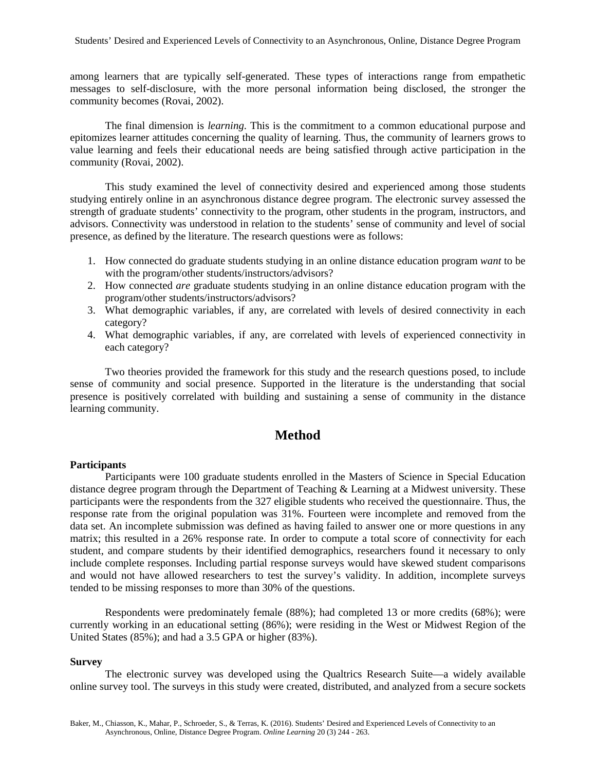among learners that are typically self-generated. These types of interactions range from empathetic messages to self-disclosure, with the more personal information being disclosed, the stronger the community becomes (Rovai, 2002).

The final dimension is *learning*. This is the commitment to a common educational purpose and epitomizes learner attitudes concerning the quality of learning. Thus, the community of learners grows to value learning and feels their educational needs are being satisfied through active participation in the community (Rovai, 2002).

This study examined the level of connectivity desired and experienced among those students studying entirely online in an asynchronous distance degree program. The electronic survey assessed the strength of graduate students' connectivity to the program, other students in the program, instructors, and advisors. Connectivity was understood in relation to the students' sense of community and level of social presence, as defined by the literature. The research questions were as follows:

1. How connected do graduate students studying in an online distance education program *want* to be with the program/other students/instructors/advisors?
2. How connected *are* graduate students studying in an online distance education program with the program/other students/instructors/advisors?
3. What demographic variables, if any, are correlated with levels of desired connectivity in each category?
4. What demographic variables, if any, are correlated with levels of experienced connectivity in each category?

Two theories provided the framework for this study and the research questions posed, to include sense of community and social presence. Supported in the literature is the understanding that social presence is positively correlated with building and sustaining a sense of community in the distance learning community.

# Method

### Participants

Participants were 100 graduate students enrolled in the Masters of Science in Special Education distance degree program through the Department of Teaching & Learning at a Midwest university. These participants were the respondents from the 327 eligible students who received the questionnaire. Thus, the response rate from the original population was 31%. Fourteen were incomplete and removed from the data set. An incomplete submission was defined as having failed to answer one or more questions in any matrix; this resulted in a 26% response rate. In order to compute a total score of connectivity for each student, and compare students by their identified demographics, researchers found it necessary to only include complete responses. Including partial response surveys would have skewed student comparisons and would not have allowed researchers to test the survey's validity. In addition, incomplete surveys tended to be missing responses to more than 30% of the questions.

Respondents were predominately female (88%); had completed 13 or more credits (68%); were currently working in an educational setting (86%); were residing in the West or Midwest Region of the United States (85%); and had a 3.5 GPA or higher (83%).

### Survey

The electronic survey was developed using the Qualtrics Research Suite—a widely available online survey tool. The surveys in this study were created, distributed, and analyzed from a secure sockets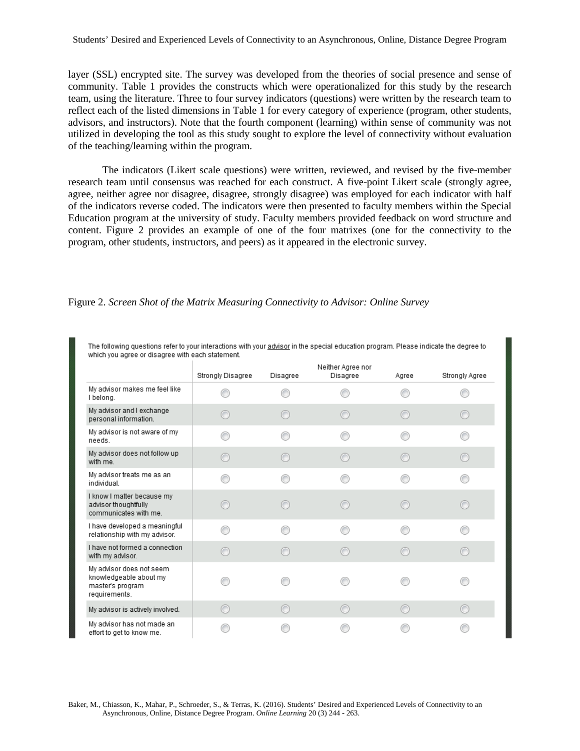layer (SSL) encrypted site. The survey was developed from the theories of social presence and sense of community. Table 1 provides the constructs which were operationalized for this study by the research team, using the literature. Three to four survey indicators (questions) were written by the research team to reflect each of the listed dimensions in Table 1 for every category of experience (program, other students, advisors, and instructors). Note that the fourth component (learning) within sense of community was not utilized in developing the tool as this study sought to explore the level of connectivity without evaluation of the teaching/learning within the program.

The indicators (Likert scale questions) were written, reviewed, and revised by the five-member research team until consensus was reached for each construct. A five-point Likert scale (strongly agree, agree, neither agree nor disagree, disagree, strongly disagree) was employed for each indicator with half of the indicators reverse coded. The indicators were then presented to faculty members within the Special Education program at the university of study. Faculty members provided feedback on word structure and content. Figure 2 provides an example of one of the four matrixes (one for the connectivity to the program, other students, instructors, and peers) as it appeared in the electronic survey.

Figure 2. *Screen Shot of the Matrix Measuring Connectivity to Advisor: Online Survey*

The following questions refer to your interactions with your advisor in the special education program. Please indicate the degree to which you agree or disagree with each statement.

| | Strongly Disagree | Disagree | Neither Agree nor Disagree | Agree | Strongly Agree |
|---|---|---|---|---|---|
| My advisor makes me feel like I belong. | ◯ | ◯ | ◯ | ◯ | ◯ |
| My advisor and I exchange personal information. | ◯ | ◯ | ◯ | ◯ | ◯ |
| My advisor is not aware of my needs. | ◯ | ◯ | ◯ | ◯ | ◯ |
| My advisor does not follow up with me. | ◯ | ◯ | ◯ | ◯ | ◯ |
| My advisor treats me as an individual. | ◯ | ◯ | ◯ | ◯ | ◯ |
| I know I matter because my advisor thoughtfully communicates with me. | ◯ | ◯ | ◯ | ◯ | ◯ |
| I have developed a meaningful relationship with my advisor. | ◯ | ◯ | ◯ | ◯ | ◯ |
| I have not formed a connection with my advisor. | ◯ | ◯ | ◯ | ◯ | ◯ |
| My advisor does not seem knowledgeable about my master's program requirements. | ◯ | ◯ | ◯ | ◯ | ◯ |
| My advisor is actively involved. | ◯ | ◯ | ◯ | ◯ | ◯ |
| My advisor has not made an effort to get to know me. | ◯ | ◯ | ◯ | ◯ | ◯ |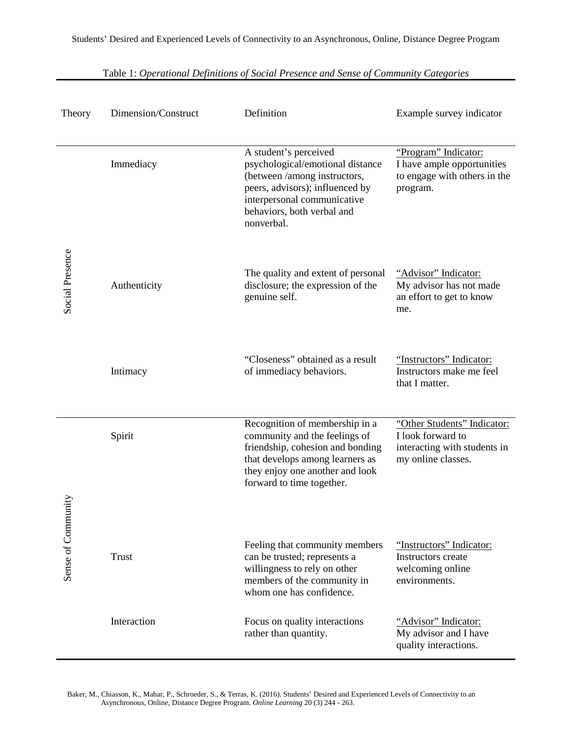Table 1: *Operational Definitions of Social Presence and Sense of Community Categories*

| Theory | Dimension/Construct | Definition | Example survey indicator |
|---|---|---|---|
| Social Presence | Immediacy | A student's perceived psychological/emotional distance (between /among instructors, peers, advisors); influenced by interpersonal communicative behaviors, both verbal and nonverbal. | "Program" Indicator: I have ample opportunities to engage with others in the program. |
| | Authenticity | The quality and extent of personal disclosure; the expression of the genuine self. | "Advisor" Indicator: My advisor has not made an effort to get to know me. |
| | Intimacy | "Closeness" obtained as a result of immediacy behaviors. | "Instructors" Indicator: Instructors make me feel that I matter. |
| Sense of Community | Spirit | Recognition of membership in a community and the feelings of friendship, cohesion and bonding that develops among learners as they enjoy one another and look forward to time together. | "Other Students" Indicator: I look forward to interacting with students in my online classes. |
| | Trust | Feeling that community members can be trusted; represents a willingness to rely on other members of the community in whom one has confidence. | "Instructors" Indicator: Instructors create welcoming online environments. |
| | Interaction | Focus on quality interactions rather than quantity. | "Advisor" Indicator: My advisor and I have quality interactions. |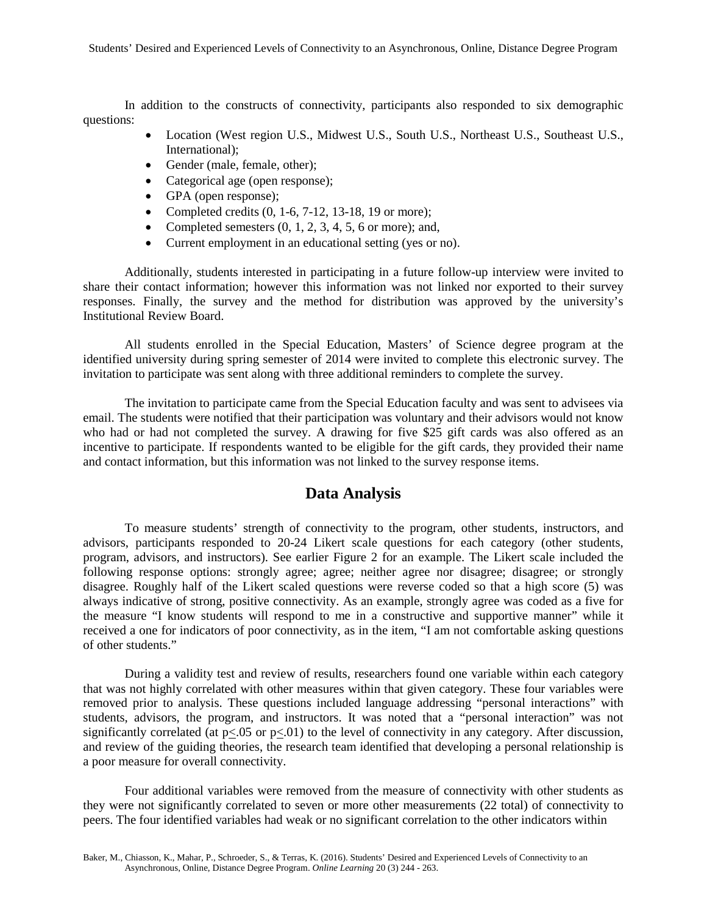In addition to the constructs of connectivity, participants also responded to six demographic questions:

- Location (West region U.S., Midwest U.S., South U.S., Northeast U.S., Southeast U.S., International);
- Gender (male, female, other);
- Categorical age (open response);
- GPA (open response);
- Completed credits (0, 1-6, 7-12, 13-18, 19 or more);
- Completed semesters (0, 1, 2, 3, 4, 5, 6 or more); and,
- Current employment in an educational setting (yes or no).

Additionally, students interested in participating in a future follow-up interview were invited to share their contact information; however this information was not linked nor exported to their survey responses. Finally, the survey and the method for distribution was approved by the university's Institutional Review Board.

All students enrolled in the Special Education, Masters' of Science degree program at the identified university during spring semester of 2014 were invited to complete this electronic survey. The invitation to participate was sent along with three additional reminders to complete the survey.

The invitation to participate came from the Special Education faculty and was sent to advisees via email. The students were notified that their participation was voluntary and their advisors would not know who had or had not completed the survey. A drawing for five $25 gift cards was also offered as an incentive to participate. If respondents wanted to be eligible for the gift cards, they provided their name and contact information, but this information was not linked to the survey response items.

## Data Analysis

To measure students' strength of connectivity to the program, other students, instructors, and advisors, participants responded to 20-24 Likert scale questions for each category (other students, program, advisors, and instructors). See earlier Figure 2 for an example. The Likert scale included the following response options: strongly agree; agree; neither agree nor disagree; disagree; or strongly disagree. Roughly half of the Likert scaled questions were reverse coded so that a high score (5) was always indicative of strong, positive connectivity. As an example, strongly agree was coded as a five for the measure "I know students will respond to me in a constructive and supportive manner" while it received a one for indicators of poor connectivity, as in the item, "I am not comfortable asking questions of other students."

During a validity test and review of results, researchers found one variable within each category that was not highly correlated with other measures within that given category. These four variables were removed prior to analysis. These questions included language addressing "personal interactions" with students, advisors, the program, and instructors. It was noted that a "personal interaction" was not significantly correlated (at $p \leq .05$ or $p \leq .01$) to the level of connectivity in any category. After discussion, and review of the guiding theories, the research team identified that developing a personal relationship is a poor measure for overall connectivity.

Four additional variables were removed from the measure of connectivity with other students as they were not significantly correlated to seven or more other measurements (22 total) of connectivity to peers. The four identified variables had weak or no significant correlation to the other indicators within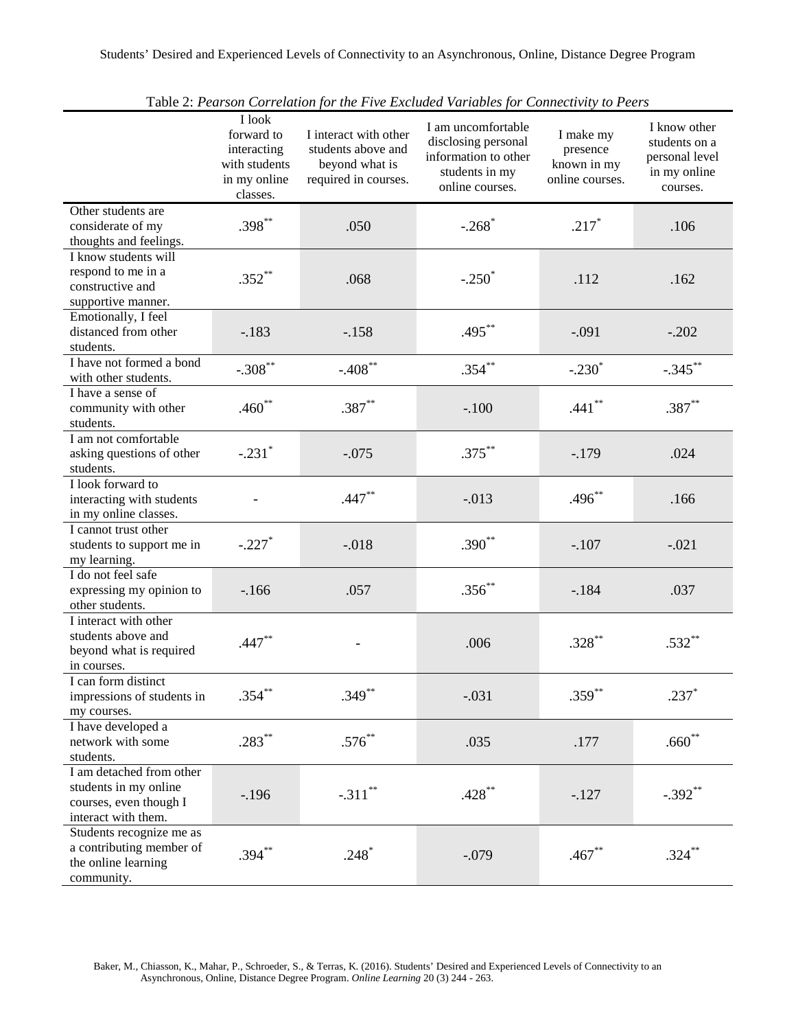Table 2: *Pearson Correlation for the Five Excluded Variables for Connectivity to Peers*

| | I look forward to interacting with students in my online classes. | I interact with other students above and beyond what is required in courses. | I am uncomfortable disclosing personal information to other students in my online courses. | I make my presence known in my online courses. | I know other students on a personal level in my online courses. |
|---|---|---|---|---|---|
| Other students are considerate of my thoughts and feelings. | .398** | .050 | -.268* | .217* | .106 |
| I know students will respond to me in a constructive and supportive manner. | .352** | .068 | -.250* | .112 | .162 |
| Emotionally, I feel distanced from other students. | -.183 | -.158 | .495** | -.091 | -.202 |
| I have not formed a bond with other students. | -.308** | -.408** | .354** | -.230* | -.345** |
| I have a sense of community with other students. | .460** | .387** | -.100 | .441** | .387** |
| I am not comfortable asking questions of other students. | -.231* | -.075 | .375** | -.179 | .024 |
| I look forward to interacting with students in my online classes. | - | .447** | -.013 | .496** | .166 |
| I cannot trust other students to support me in my learning. | -.227* | -.018 | .390** | -.107 | -.021 |
| I do not feel safe expressing my opinion to other students. | -.166 | .057 | .356** | -.184 | .037 |
| I interact with other students above and beyond what is required in courses. | .447** | - | .006 | .328** | .532** |
| I can form distinct impressions of students in my courses. | .354** | .349** | -.031 | .359** | .237* |
| I have developed a network with some students. | .283** | .576** | .035 | .177 | .660** |
| I am detached from other students in my online courses, even though I interact with them. | -.196 | -.311** | .428** | -.127 | -.392** |
| Students recognize me as a contributing member of the online learning community. | .394** | .248* | -.079 | .467** | .324** |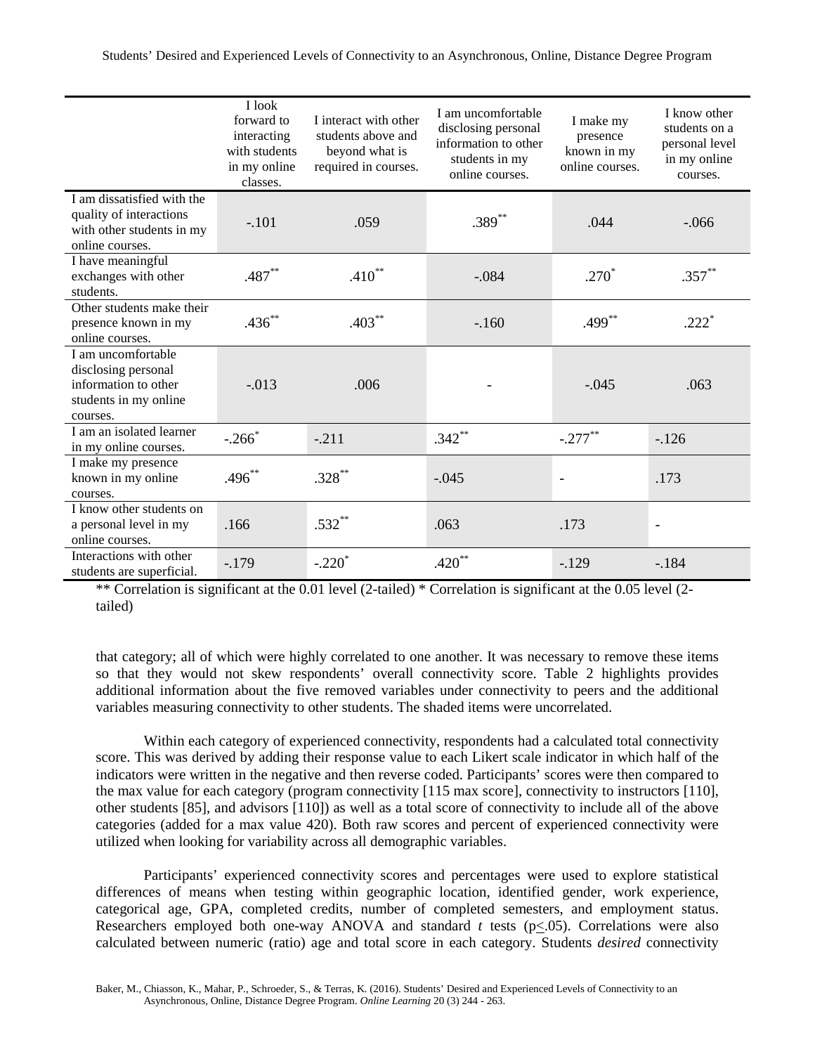| | I look forward to interacting with students in my online classes. | I interact with other students above and beyond what is required in courses. | I am uncomfortable disclosing personal information to other students in my online courses. | I make my presence known in my online courses. | I know other students on a personal level in my online courses. |
|---|---|---|---|---|---|
| I am dissatisfied with the quality of interactions with other students in my online courses. | -.101 | .059 | .389** | .044 | -.066 |
| I have meaningful exchanges with other students. | .487** | .410** | -.084 | .270* | .357** |
| Other students make their presence known in my online courses. | .436** | .403** | -.160 | .499** | .222* |
| I am uncomfortable disclosing personal information to other students in my online courses. | -.013 | .006 | - | -.045 | .063 |
| I am an isolated learner in my online courses. | -.266* | -.211 | .342** | -.277** | -.126 |
| I make my presence known in my online courses. | .496** | .328** | -.045 | - | .173 |
| I know other students on a personal level in my online courses. | .166 | .532** | .063 | .173 | - |
| Interactions with other students are superficial. | -.179 | -.220* | .420** | -.129 | -.184 |

** Correlation is significant at the 0.01 level (2-tailed) * Correlation is significant at the 0.05 level (2-tailed)

that category; all of which were highly correlated to one another. It was necessary to remove these items so that they would not skew respondents' overall connectivity score. Table 2 highlights provides additional information about the five removed variables under connectivity to peers and the additional variables measuring connectivity to other students. The shaded items were uncorrelated.

Within each category of experienced connectivity, respondents had a calculated total connectivity score. This was derived by adding their response value to each Likert scale indicator in which half of the indicators were written in the negative and then reverse coded. Participants' scores were then compared to the max value for each category (program connectivity [115 max score], connectivity to instructors [110], other students [85], and advisors [110]) as well as a total score of connectivity to include all of the above categories (added for a max value 420). Both raw scores and percent of experienced connectivity were utilized when looking for variability across all demographic variables.

Participants' experienced connectivity scores and percentages were used to explore statistical differences of means when testing within geographic location, identified gender, work experience, categorical age, GPA, completed credits, number of completed semesters, and employment status. Researchers employed both one-way ANOVA and standard *t* tests ($p \leq .05$). Correlations were also calculated between numeric (ratio) age and total score in each category. Students *desired* connectivity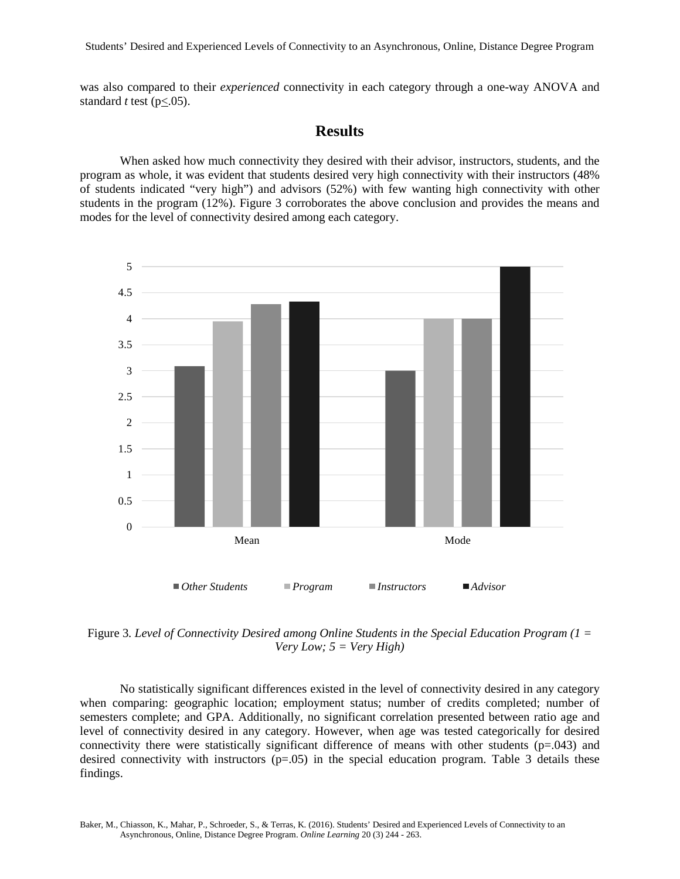was also compared to their *experienced* connectivity in each category through a one-way ANOVA and standard *t* test ($p \leq .05$).

## Results

When asked how much connectivity they desired with their advisor, instructors, students, and the program as whole, it was evident that students desired very high connectivity with their instructors (48% of students indicated "very high") and advisors (52%) with few wanting high connectivity with other students in the program (12%). Figure 3 corroborates the above conclusion and provides the means and modes for the level of connectivity desired among each category.

Figure 3. *Level of Connectivity Desired among Online Students in the Special Education Program (1 = Very Low; 5 = Very High)*

No statistically significant differences existed in the level of connectivity desired in any category when comparing: geographic location; employment status; number of credits completed; number of semesters complete; and GPA. Additionally, no significant correlation presented between ratio age and level of connectivity desired in any category. However, when age was tested categorically for desired connectivity there were statistically significant difference of means with other students ($p=.043$) and desired connectivity with instructors ($p=.05$) in the special education program. Table 3 details these findings.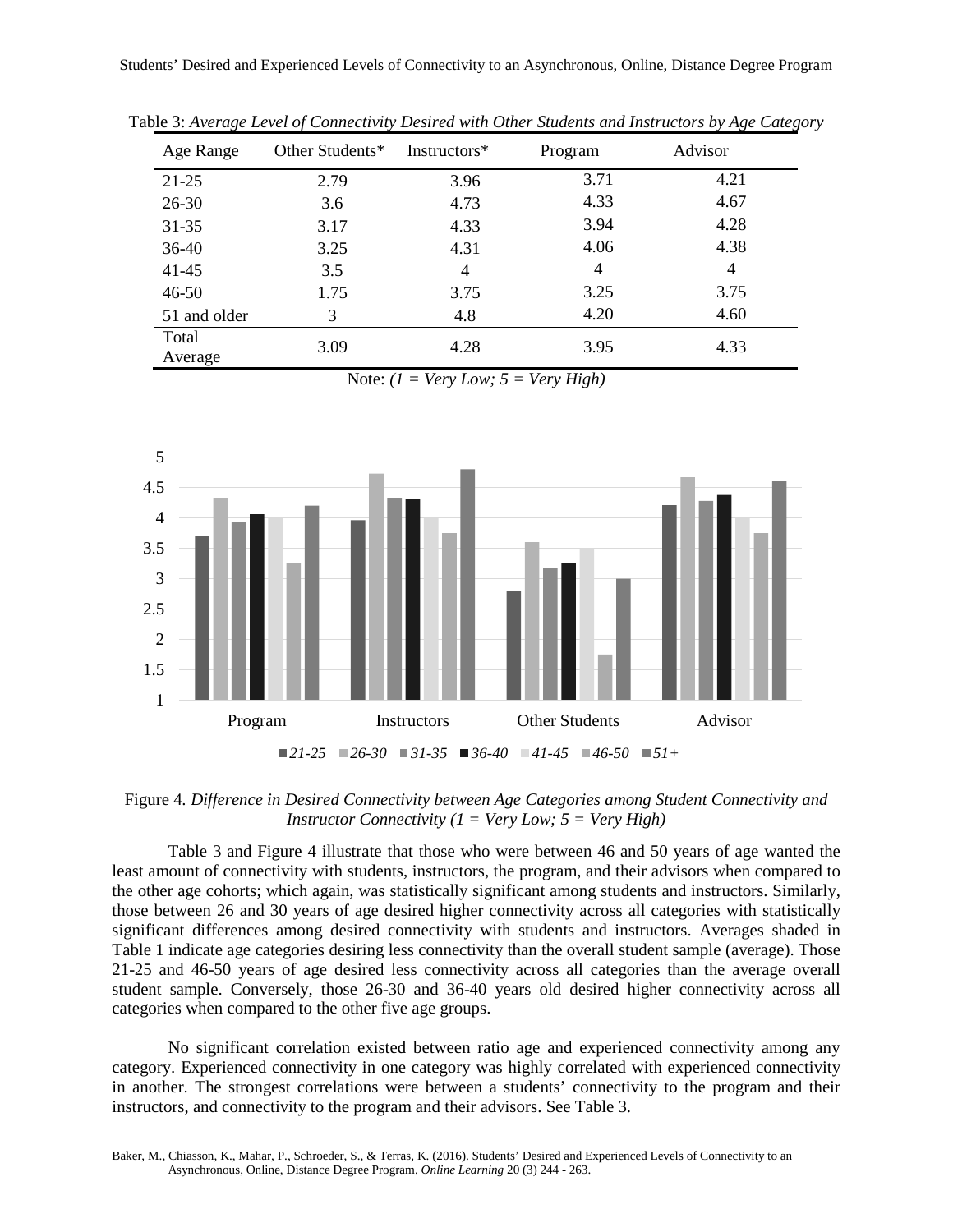Table 3: *Average Level of Connectivity Desired with Other Students and Instructors by Age Category*

| Age Range | Other Students* | Instructors* | Program | Advisor |
|---|---|---|---|---|
| 21-25 | 2.79 | 3.96 | 3.71 | 4.21 |
| 26-30 | 3.6 | 4.73 | 4.33 | 4.67 |
| 31-35 | 3.17 | 4.33 | 3.94 | 4.28 |
| 36-40 | 3.25 | 4.31 | 4.06 | 4.38 |
| 41-45 | 3.5 | 4 | 4 | 4 |
| 46-50 | 1.75 | 3.75 | 3.25 | 3.75 |
| 51 and older | 3 | 4.8 | 4.20 | 4.60 |
| Total Average | 3.09 | 4.28 | 3.95 | 4.33 |

Note: *(1 = Very Low; 5 = Very High)*

Figure 4. *Difference in Desired Connectivity between Age Categories among Student Connectivity and Instructor Connectivity (1 = Very Low; 5 = Very High)*

Table 3 and Figure 4 illustrate that those who were between 46 and 50 years of age wanted the least amount of connectivity with students, instructors, the program, and their advisors when compared to the other age cohorts; which again, was statistically significant among students and instructors. Similarly, those between 26 and 30 years of age desired higher connectivity across all categories with statistically significant differences among desired connectivity with students and instructors. Averages shaded in Table 1 indicate age categories desiring less connectivity than the overall student sample (average). Those 21-25 and 46-50 years of age desired less connectivity across all categories than the average overall student sample. Conversely, those 26-30 and 36-40 years old desired higher connectivity across all categories when compared to the other five age groups.

No significant correlation existed between ratio age and experienced connectivity among any category. Experienced connectivity in one category was highly correlated with experienced connectivity in another. The strongest correlations were between a students' connectivity to the program and their instructors, and connectivity to the program and their advisors. See Table 3.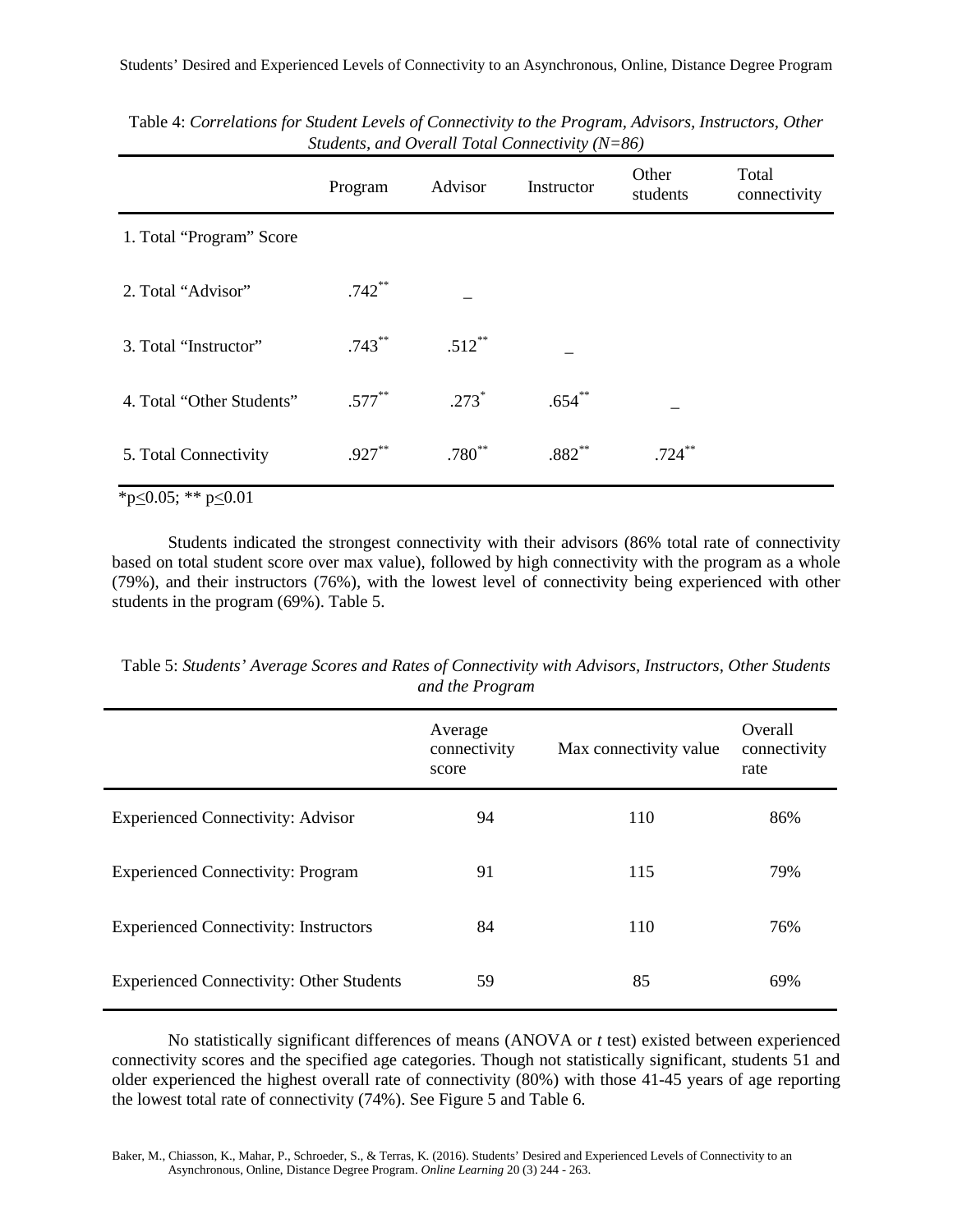Table 4: *Correlations for Student Levels of Connectivity to the Program, Advisors, Instructors, Other Students, and Overall Total Connectivity (N=86)*

| | Program | Advisor | Instructor | Other students | Total connectivity |
|---|---|---|---|---|---|
| 1. Total "Program" Score | | | | | |
| 2. Total "Advisor" | .742** | _ | | | |
| 3. Total "Instructor" | .743** | .512** | _ | | |
| 4. Total "Other Students" | .577** | .273* | .654** | _ | |
| 5. Total Connectivity | .927** | .780** | .882** | .724** | |

*p≤0.05; ** p≤0.01

Students indicated the strongest connectivity with their advisors (86% total rate of connectivity based on total student score over max value), followed by high connectivity with the program as a whole (79%), and their instructors (76%), with the lowest level of connectivity being experienced with other students in the program (69%). Table 5.

Table 5: *Students' Average Scores and Rates of Connectivity with Advisors, Instructors, Other Students and the Program*

| | Average connectivity score | Max connectivity value | Overall connectivity rate |
|---|---|---|---|
| Experienced Connectivity: Advisor | 94 | 110 | 86% |
| Experienced Connectivity: Program | 91 | 115 | 79% |
| Experienced Connectivity: Instructors | 84 | 110 | 76% |
| Experienced Connectivity: Other Students | 59 | 85 | 69% |

No statistically significant differences of means (ANOVA or *t* test) existed between experienced connectivity scores and the specified age categories. Though not statistically significant, students 51 and older experienced the highest overall rate of connectivity (80%) with those 41-45 years of age reporting the lowest total rate of connectivity (74%). See Figure 5 and Table 6.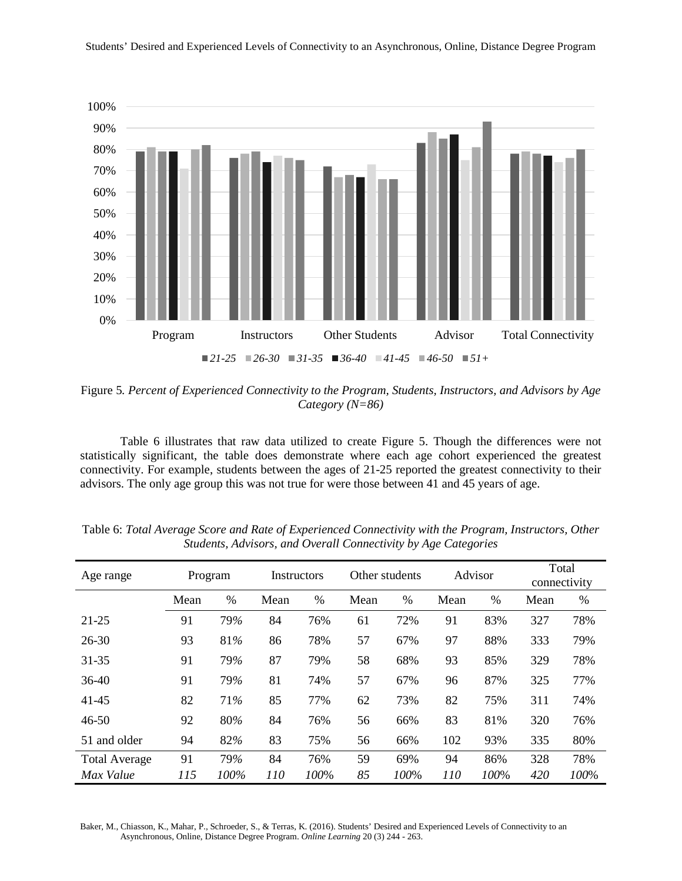Figure 5. *Percent of Experienced Connectivity to the Program, Students, Instructors, and Advisors by Age Category (N=86)*

Table 6 illustrates that raw data utilized to create Figure 5. Though the differences were not statistically significant, the table does demonstrate where each age cohort experienced the greatest connectivity. For example, students between the ages of 21-25 reported the greatest connectivity to their advisors. The only age group this was not true for were those between 41 and 45 years of age.

Table 6: *Total Average Score and Rate of Experienced Connectivity with the Program, Instructors, Other Students, Advisors, and Overall Connectivity by Age Categories*

| Age range | Program | | Instructors | | Other students | | Advisor | | Total connectivity | |
|---|---|---|---|---|---|---|---|---|---|---|
| | Mean | % | Mean | % | Mean | % | Mean | % | Mean | % |
| 21-25 | 91 | 79% | 84 | 76% | 61 | 72% | 91 | 83% | 327 | 78% |
| 26-30 | 93 | 81% | 86 | 78% | 57 | 67% | 97 | 88% | 333 | 79% |
| 31-35 | 91 | 79% | 87 | 79% | 58 | 68% | 93 | 85% | 329 | 78% |
| 36-40 | 91 | 79% | 81 | 74% | 57 | 67% | 96 | 87% | 325 | 77% |
| 41-45 | 82 | 71% | 85 | 77% | 62 | 73% | 82 | 75% | 311 | 74% |
| 46-50 | 92 | 80% | 84 | 76% | 56 | 66% | 83 | 81% | 320 | 76% |
| 51 and older | 94 | 82% | 83 | 75% | 56 | 66% | 102 | 93% | 335 | 80% |
| Total Average | 91 | 79% | 84 | 76% | 59 | 69% | 94 | 86% | 328 | 78% |
| *Max Value* | *115* | *100%* | *110* | *100%* | *85* | *100%* | *110* | *100%* | *420* | *100%* |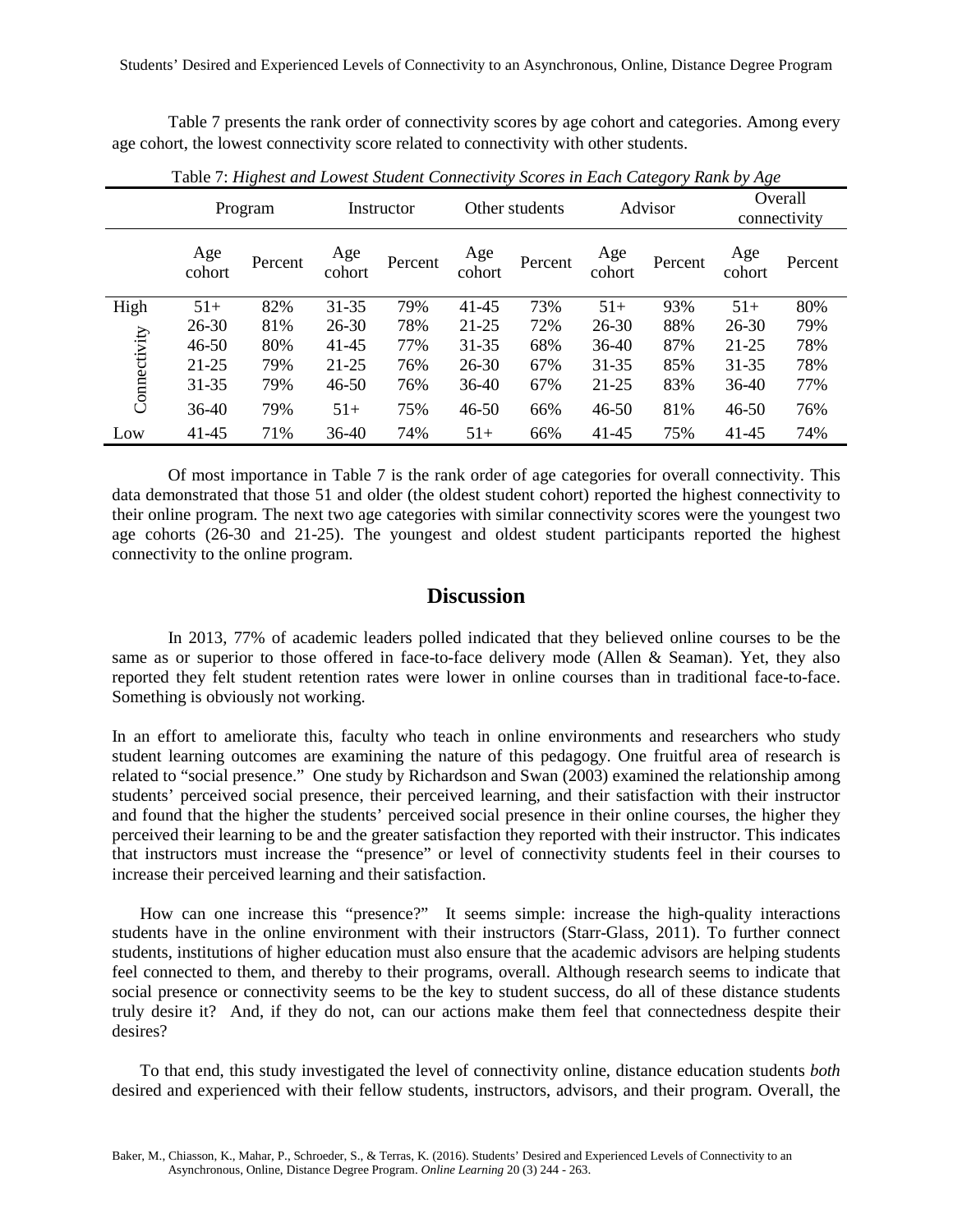Table 7 presents the rank order of connectivity scores by age cohort and categories. Among every age cohort, the lowest connectivity score related to connectivity with other students.

Table 7: *Highest and Lowest Student Connectivity Scores in Each Category Rank by Age*

| | Program | | Instructor | | Other students | | Advisor | | Overall connectivity | |
|---|---|---|---|---|---|---|---|---|---|---|
| | Age cohort | Percent | Age cohort | Percent | Age cohort | Percent | Age cohort | Percent | Age cohort | Percent |
| High | 51+ | 82% | 31-35 | 79% | 41-45 | 73% | 51+ | 93% | 51+ | 80% |
| Connectivity | 26-30 | 81% | 26-30 | 78% | 21-25 | 72% | 26-30 | 88% | 26-30 | 79% |
| | 46-50 | 80% | 41-45 | 77% | 31-35 | 68% | 36-40 | 87% | 21-25 | 78% |
| | 21-25 | 79% | 21-25 | 76% | 26-30 | 67% | 31-35 | 85% | 31-35 | 78% |
| | 31-35 | 79% | 46-50 | 76% | 36-40 | 67% | 21-25 | 83% | 36-40 | 77% |
| | 36-40 | 79% | 51+ | 75% | 46-50 | 66% | 46-50 | 81% | 46-50 | 76% |
| Low | 41-45 | 71% | 36-40 | 74% | 51+ | 66% | 41-45 | 75% | 41-45 | 74% |

Of most importance in Table 7 is the rank order of age categories for overall connectivity. This data demonstrated that those 51 and older (the oldest student cohort) reported the highest connectivity to their online program. The next two age categories with similar connectivity scores were the youngest two age cohorts (26-30 and 21-25). The youngest and oldest student participants reported the highest connectivity to the online program.

## Discussion

In 2013, 77% of academic leaders polled indicated that they believed online courses to be the same as or superior to those offered in face-to-face delivery mode (Allen & Seaman). Yet, they also reported they felt student retention rates were lower in online courses than in traditional face-to-face. Something is obviously not working.

In an effort to ameliorate this, faculty who teach in online environments and researchers who study student learning outcomes are examining the nature of this pedagogy. One fruitful area of research is related to "social presence." One study by Richardson and Swan (2003) examined the relationship among students' perceived social presence, their perceived learning, and their satisfaction with their instructor and found that the higher the students' perceived social presence in their online courses, the higher they perceived their learning to be and the greater satisfaction they reported with their instructor. This indicates that instructors must increase the "presence" or level of connectivity students feel in their courses to increase their perceived learning and their satisfaction.

How can one increase this "presence?" It seems simple: increase the high-quality interactions students have in the online environment with their instructors (Starr-Glass, 2011). To further connect students, institutions of higher education must also ensure that the academic advisors are helping students feel connected to them, and thereby to their programs, overall. Although research seems to indicate that social presence or connectivity seems to be the key to student success, do all of these distance students truly desire it? And, if they do not, can our actions make them feel that connectedness despite their desires?

To that end, this study investigated the level of connectivity online, distance education students *both* desired and experienced with their fellow students, instructors, advisors, and their program. Overall, the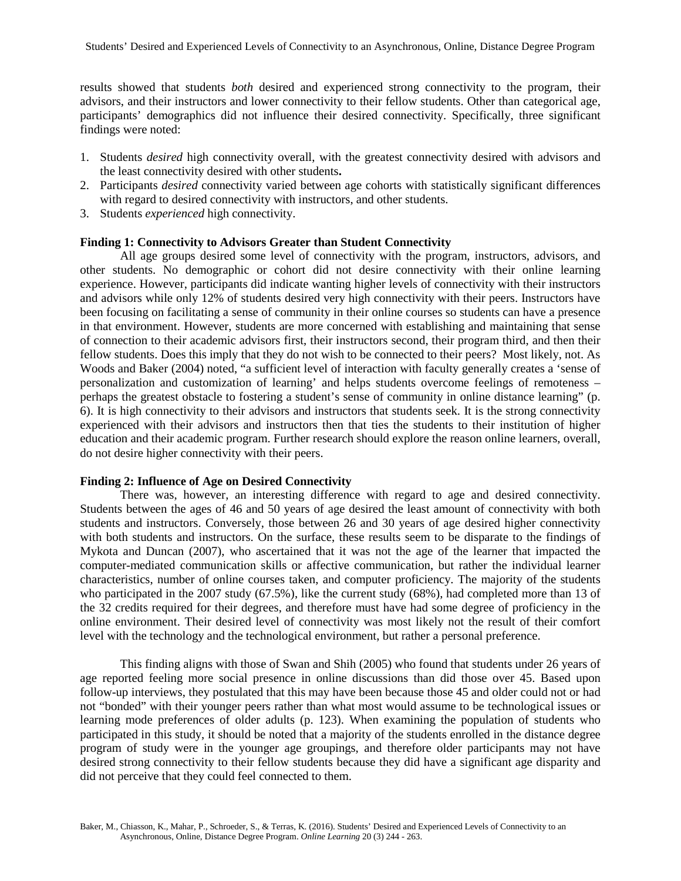results showed that students *both* desired and experienced strong connectivity to the program, their advisors, and their instructors and lower connectivity to their fellow students. Other than categorical age, participants' demographics did not influence their desired connectivity. Specifically, three significant findings were noted:

1. Students *desired* high connectivity overall, with the greatest connectivity desired with advisors and the least connectivity desired with other students**.**
2. Participants *desired* connectivity varied between age cohorts with statistically significant differences with regard to desired connectivity with instructors, and other students.
3. Students *experienced* high connectivity.

**Finding 1: Connectivity to Advisors Greater than Student Connectivity**

All age groups desired some level of connectivity with the program, instructors, advisors, and other students. No demographic or cohort did not desire connectivity with their online learning experience. However, participants did indicate wanting higher levels of connectivity with their instructors and advisors while only 12% of students desired very high connectivity with their peers. Instructors have been focusing on facilitating a sense of community in their online courses so students can have a presence in that environment. However, students are more concerned with establishing and maintaining that sense of connection to their academic advisors first, their instructors second, their program third, and then their fellow students. Does this imply that they do not wish to be connected to their peers? Most likely, not. As Woods and Baker (2004) noted, "a sufficient level of interaction with faculty generally creates a 'sense of personalization and customization of learning' and helps students overcome feelings of remoteness – perhaps the greatest obstacle to fostering a student's sense of community in online distance learning" (p. 6). It is high connectivity to their advisors and instructors that students seek. It is the strong connectivity experienced with their advisors and instructors then that ties the students to their institution of higher education and their academic program. Further research should explore the reason online learners, overall, do not desire higher connectivity with their peers.

**Finding 2: Influence of Age on Desired Connectivity**

There was, however, an interesting difference with regard to age and desired connectivity. Students between the ages of 46 and 50 years of age desired the least amount of connectivity with both students and instructors. Conversely, those between 26 and 30 years of age desired higher connectivity with both students and instructors. On the surface, these results seem to be disparate to the findings of Mykota and Duncan (2007), who ascertained that it was not the age of the learner that impacted the computer-mediated communication skills or affective communication, but rather the individual learner characteristics, number of online courses taken, and computer proficiency. The majority of the students who participated in the 2007 study (67.5%), like the current study (68%), had completed more than 13 of the 32 credits required for their degrees, and therefore must have had some degree of proficiency in the online environment. Their desired level of connectivity was most likely not the result of their comfort level with the technology and the technological environment, but rather a personal preference.

This finding aligns with those of Swan and Shih (2005) who found that students under 26 years of age reported feeling more social presence in online discussions than did those over 45. Based upon follow-up interviews, they postulated that this may have been because those 45 and older could not or had not "bonded" with their younger peers rather than what most would assume to be technological issues or learning mode preferences of older adults (p. 123). When examining the population of students who participated in this study, it should be noted that a majority of the students enrolled in the distance degree program of study were in the younger age groupings, and therefore older participants may not have desired strong connectivity to their fellow students because they did have a significant age disparity and did not perceive that they could feel connected to them.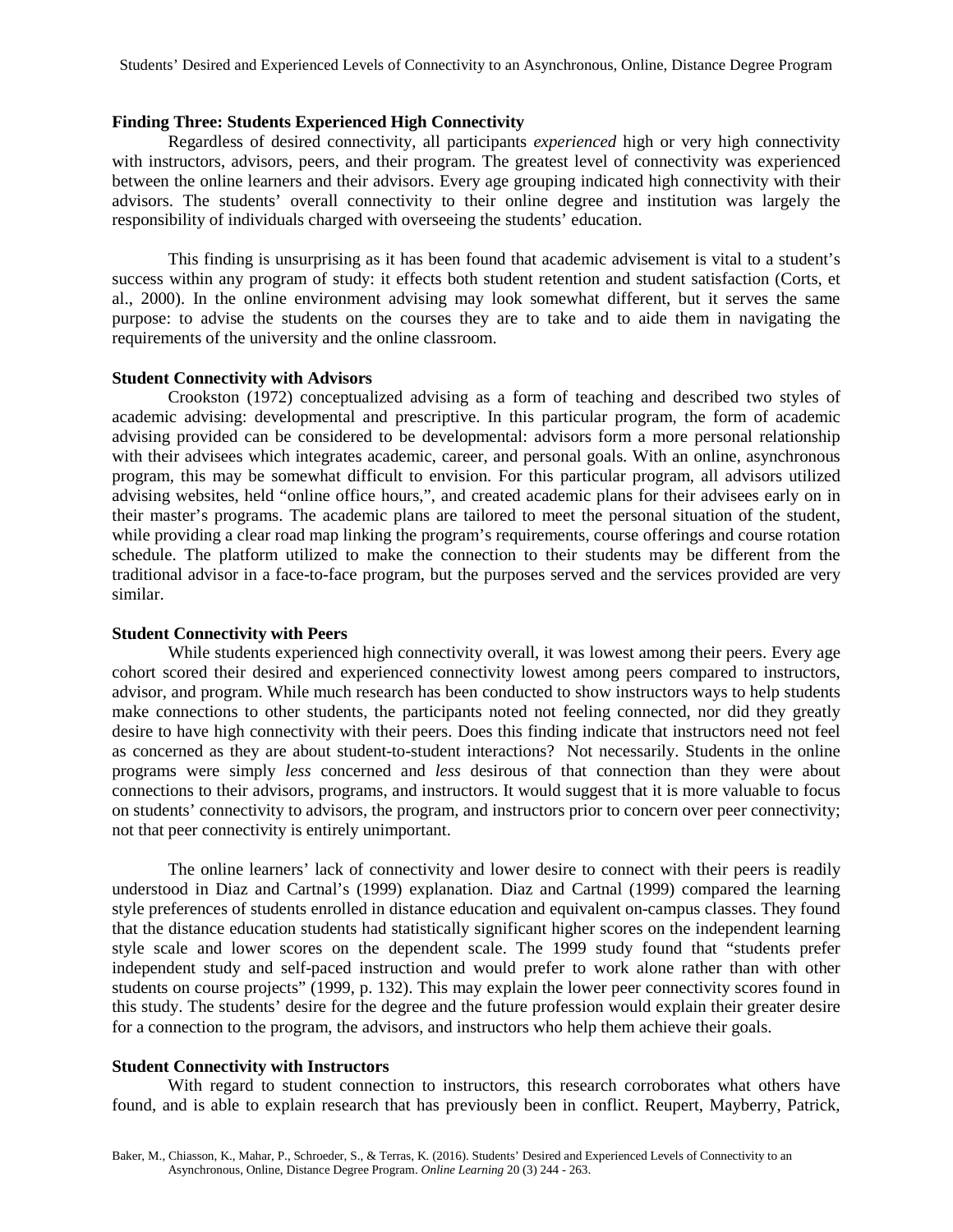**Finding Three: Students Experienced High Connectivity**

Regardless of desired connectivity, all participants *experienced* high or very high connectivity with instructors, advisors, peers, and their program. The greatest level of connectivity was experienced between the online learners and their advisors. Every age grouping indicated high connectivity with their advisors. The students' overall connectivity to their online degree and institution was largely the responsibility of individuals charged with overseeing the students' education.

This finding is unsurprising as it has been found that academic advisement is vital to a student's success within any program of study: it effects both student retention and student satisfaction (Corts, et al., 2000). In the online environment advising may look somewhat different, but it serves the same purpose: to advise the students on the courses they are to take and to aide them in navigating the requirements of the university and the online classroom.

**Student Connectivity with Advisors**

Crookston (1972) conceptualized advising as a form of teaching and described two styles of academic advising: developmental and prescriptive. In this particular program, the form of academic advising provided can be considered to be developmental: advisors form a more personal relationship with their advisees which integrates academic, career, and personal goals. With an online, asynchronous program, this may be somewhat difficult to envision. For this particular program, all advisors utilized advising websites, held "online office hours,", and created academic plans for their advisees early on in their master's programs. The academic plans are tailored to meet the personal situation of the student, while providing a clear road map linking the program's requirements, course offerings and course rotation schedule. The platform utilized to make the connection to their students may be different from the traditional advisor in a face-to-face program, but the purposes served and the services provided are very similar.

**Student Connectivity with Peers**

While students experienced high connectivity overall, it was lowest among their peers. Every age cohort scored their desired and experienced connectivity lowest among peers compared to instructors, advisor, and program. While much research has been conducted to show instructors ways to help students make connections to other students, the participants noted not feeling connected, nor did they greatly desire to have high connectivity with their peers. Does this finding indicate that instructors need not feel as concerned as they are about student-to-student interactions? Not necessarily. Students in the online programs were simply *less* concerned and *less* desirous of that connection than they were about connections to their advisors, programs, and instructors. It would suggest that it is more valuable to focus on students' connectivity to advisors, the program, and instructors prior to concern over peer connectivity; not that peer connectivity is entirely unimportant.

The online learners' lack of connectivity and lower desire to connect with their peers is readily understood in Diaz and Cartnal's (1999) explanation. Diaz and Cartnal (1999) compared the learning style preferences of students enrolled in distance education and equivalent on-campus classes. They found that the distance education students had statistically significant higher scores on the independent learning style scale and lower scores on the dependent scale. The 1999 study found that "students prefer independent study and self-paced instruction and would prefer to work alone rather than with other students on course projects" (1999, p. 132). This may explain the lower peer connectivity scores found in this study. The students' desire for the degree and the future profession would explain their greater desire for a connection to the program, the advisors, and instructors who help them achieve their goals.

**Student Connectivity with Instructors**

With regard to student connection to instructors, this research corroborates what others have found, and is able to explain research that has previously been in conflict. Reupert, Mayberry, Patrick,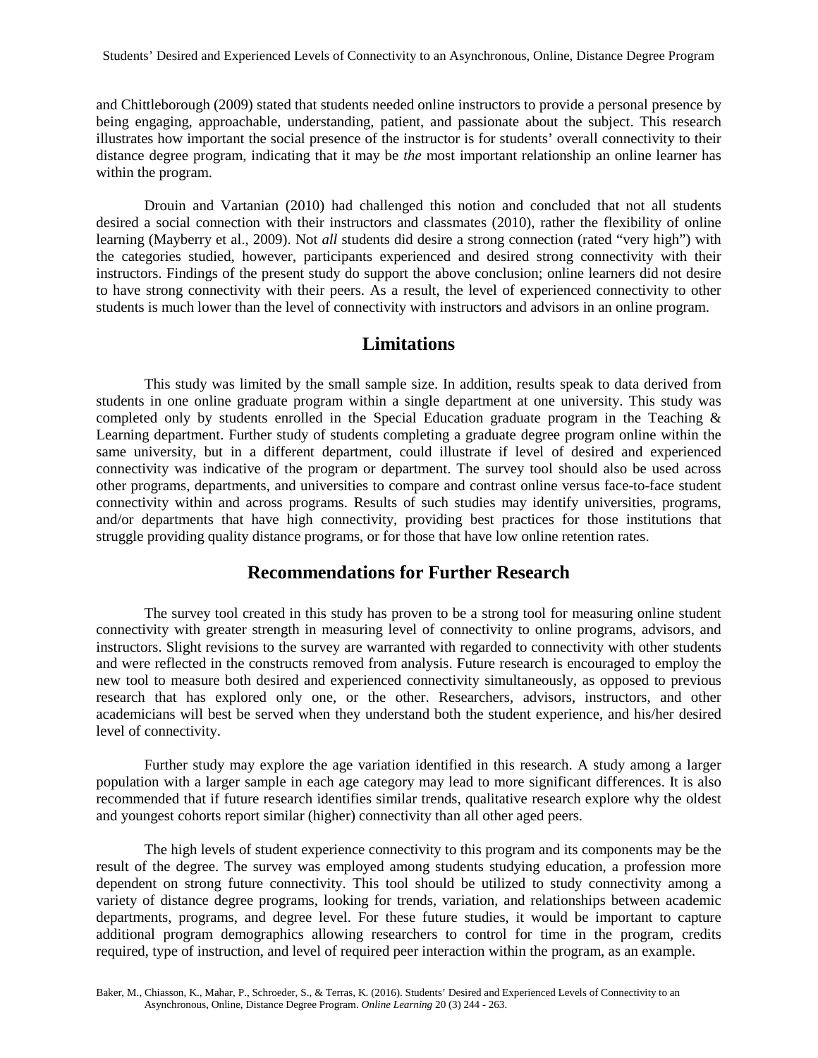and Chittleborough (2009) stated that students needed online instructors to provide a personal presence by being engaging, approachable, understanding, patient, and passionate about the subject. This research illustrates how important the social presence of the instructor is for students' overall connectivity to their distance degree program, indicating that it may be *the* most important relationship an online learner has within the program.

Drouin and Vartanian (2010) had challenged this notion and concluded that not all students desired a social connection with their instructors and classmates (2010), rather the flexibility of online learning (Mayberry et al., 2009). Not *all* students did desire a strong connection (rated "very high") with the categories studied, however, participants experienced and desired strong connectivity with their instructors. Findings of the present study do support the above conclusion; online learners did not desire to have strong connectivity with their peers. As a result, the level of experienced connectivity to other students is much lower than the level of connectivity with instructors and advisors in an online program.

## Limitations

This study was limited by the small sample size. In addition, results speak to data derived from students in one online graduate program within a single department at one university. This study was completed only by students enrolled in the Special Education graduate program in the Teaching & Learning department. Further study of students completing a graduate degree program online within the same university, but in a different department, could illustrate if level of desired and experienced connectivity was indicative of the program or department. The survey tool should also be used across other programs, departments, and universities to compare and contrast online versus face-to-face student connectivity within and across programs. Results of such studies may identify universities, programs, and/or departments that have high connectivity, providing best practices for those institutions that struggle providing quality distance programs, or for those that have low online retention rates.

## Recommendations for Further Research

The survey tool created in this study has proven to be a strong tool for measuring online student connectivity with greater strength in measuring level of connectivity to online programs, advisors, and instructors. Slight revisions to the survey are warranted with regarded to connectivity with other students and were reflected in the constructs removed from analysis. Future research is encouraged to employ the new tool to measure both desired and experienced connectivity simultaneously, as opposed to previous research that has explored only one, or the other. Researchers, advisors, instructors, and other academicians will best be served when they understand both the student experience, and his/her desired level of connectivity.

Further study may explore the age variation identified in this research. A study among a larger population with a larger sample in each age category may lead to more significant differences. It is also recommended that if future research identifies similar trends, qualitative research explore why the oldest and youngest cohorts report similar (higher) connectivity than all other aged peers.

The high levels of student experience connectivity to this program and its components may be the result of the degree. The survey was employed among students studying education, a profession more dependent on strong future connectivity. This tool should be utilized to study connectivity among a variety of distance degree programs, looking for trends, variation, and relationships between academic departments, programs, and degree level. For these future studies, it would be important to capture additional program demographics allowing researchers to control for time in the program, credits required, type of instruction, and level of required peer interaction within the program, as an example.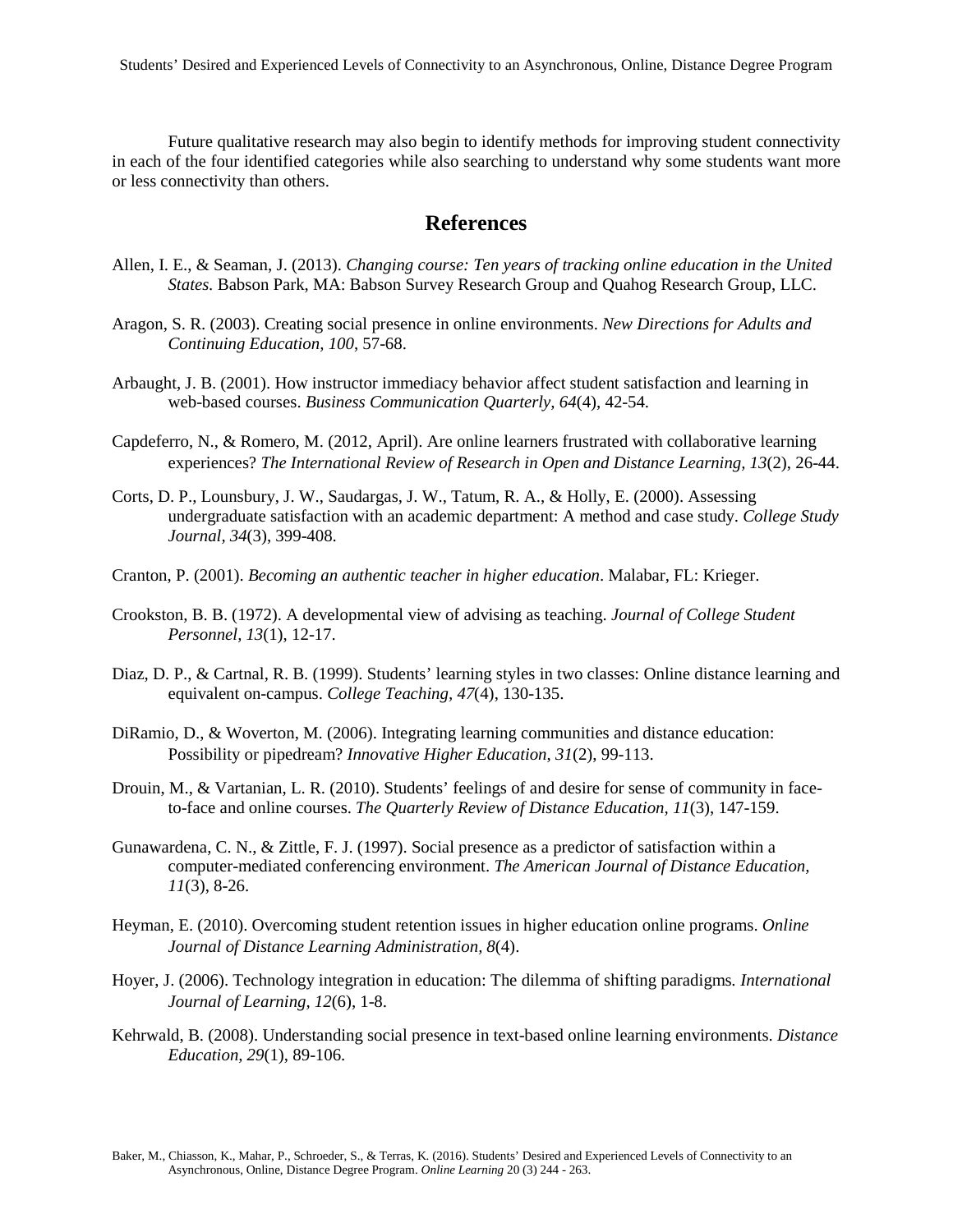Future qualitative research may also begin to identify methods for improving student connectivity in each of the four identified categories while also searching to understand why some students want more or less connectivity than others.

## References

Allen, I. E., & Seaman, J. (2013). *Changing course: Ten years of tracking online education in the United States.* Babson Park, MA: Babson Survey Research Group and Quahog Research Group, LLC.

Aragon, S. R. (2003). Creating social presence in online environments. *New Directions for Adults and Continuing Education, 100*, 57-68.

Arbaught, J. B. (2001). How instructor immediacy behavior affect student satisfaction and learning in web-based courses. *Business Communication Quarterly, 64*(4), 42-54.

Capdeferro, N., & Romero, M. (2012, April). Are online learners frustrated with collaborative learning experiences? *The International Review of Research in Open and Distance Learning, 13*(2), 26-44.

Corts, D. P., Lounsbury, J. W., Saudargas, J. W., Tatum, R. A., & Holly, E. (2000). Assessing undergraduate satisfaction with an academic department: A method and case study. *College Study Journal, 34*(3), 399-408.

Cranton, P. (2001). *Becoming an authentic teacher in higher education*. Malabar, FL: Krieger.

Crookston, B. B. (1972). A developmental view of advising as teaching. *Journal of College Student Personnel, 13*(1), 12-17.

Diaz, D. P., & Cartnal, R. B. (1999). Students' learning styles in two classes: Online distance learning and equivalent on-campus. *College Teaching, 47*(4), 130-135.

DiRamio, D., & Woverton, M. (2006). Integrating learning communities and distance education: Possibility or pipedream? *Innovative Higher Education, 31*(2), 99-113.

Drouin, M., & Vartanian, L. R. (2010). Students' feelings of and desire for sense of community in face-to-face and online courses. *The Quarterly Review of Distance Education, 11*(3), 147-159.

Gunawardena, C. N., & Zittle, F. J. (1997). Social presence as a predictor of satisfaction within a computer-mediated conferencing environment. *The American Journal of Distance Education, 11*(3), 8-26.

Heyman, E. (2010). Overcoming student retention issues in higher education online programs. *Online Journal of Distance Learning Administration, 8*(4).

Hoyer, J. (2006). Technology integration in education: The dilemma of shifting paradigms*. International Journal of Learning, 12*(6), 1-8.

Kehrwald, B. (2008). Understanding social presence in text-based online learning environments. *Distance Education, 29*(1), 89-106.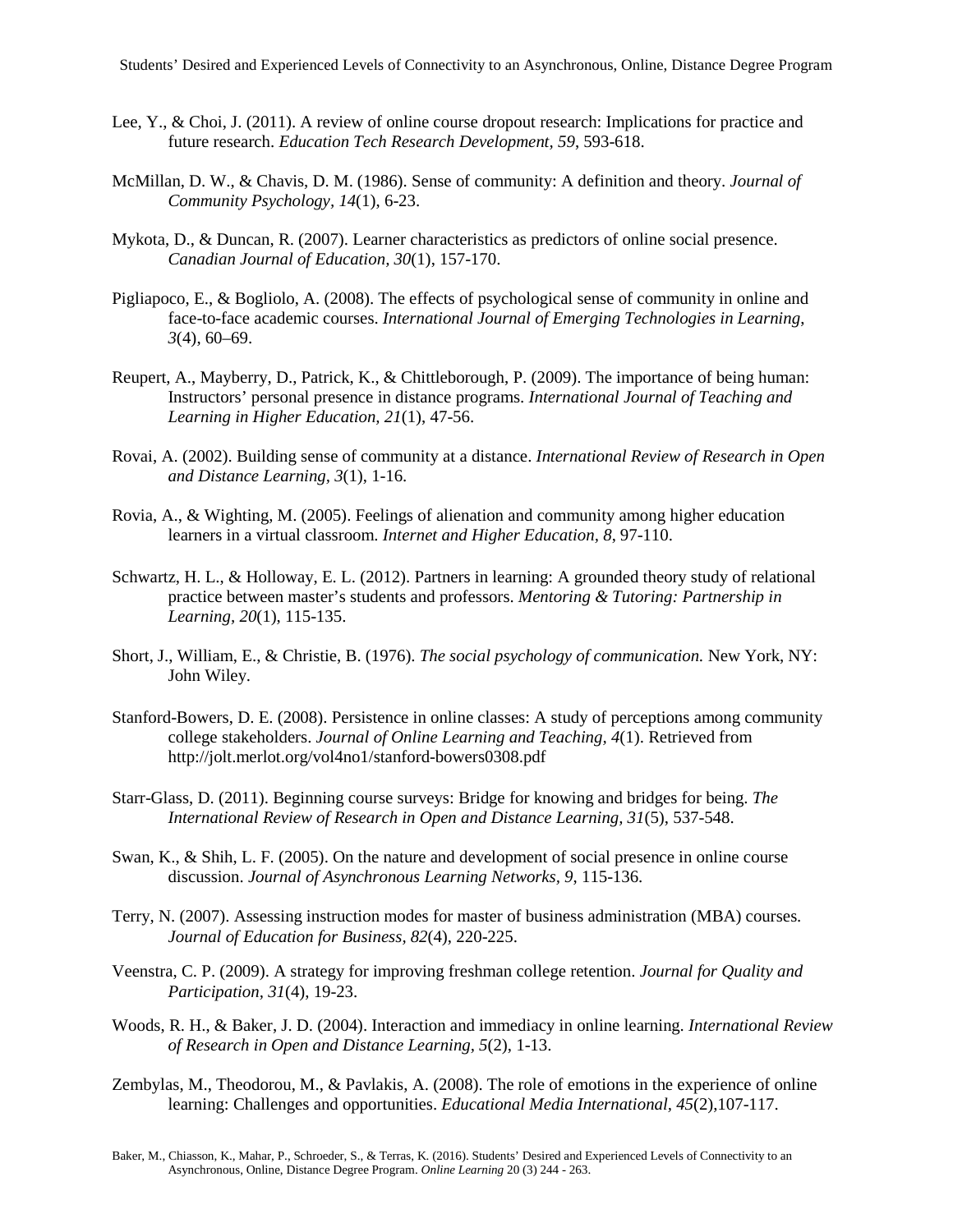Lee, Y., & Choi, J. (2011). A review of online course dropout research: Implications for practice and future research. *Education Tech Research Development, 59*, 593-618.

McMillan, D. W., & Chavis, D. M. (1986). Sense of community: A definition and theory. *Journal of Community Psychology, 14*(1), 6-23.

Mykota, D., & Duncan, R. (2007). Learner characteristics as predictors of online social presence. *Canadian Journal of Education, 30*(1), 157-170.

Pigliapoco, E., & Bogliolo, A. (2008). The effects of psychological sense of community in online and face-to-face academic courses. *International Journal of Emerging Technologies in Learning, 3*(4), 60–69.

Reupert, A., Mayberry, D., Patrick, K., & Chittleborough, P. (2009). The importance of being human: Instructors' personal presence in distance programs. *International Journal of Teaching and Learning in Higher Education, 21*(1), 47-56.

Rovai, A. (2002). Building sense of community at a distance. *International Review of Research in Open and Distance Learning, 3*(1), 1-16.

Rovia, A., & Wighting, M. (2005). Feelings of alienation and community among higher education learners in a virtual classroom. *Internet and Higher Education, 8*, 97-110.

Schwartz, H. L., & Holloway, E. L. (2012). Partners in learning: A grounded theory study of relational practice between master's students and professors. *Mentoring & Tutoring: Partnership in Learning, 20*(1), 115-135.

Short, J., William, E., & Christie, B. (1976). *The social psychology of communication.* New York, NY: John Wiley.

Stanford-Bowers, D. E. (2008). Persistence in online classes: A study of perceptions among community college stakeholders. *Journal of Online Learning and Teaching, 4*(1). Retrieved from http://jolt.merlot.org/vol4no1/stanford-bowers0308.pdf

Starr-Glass, D. (2011). Beginning course surveys: Bridge for knowing and bridges for being. *The International Review of Research in Open and Distance Learning, 31*(5), 537-548.

Swan, K., & Shih, L. F. (2005). On the nature and development of social presence in online course discussion. *Journal of Asynchronous Learning Networks, 9*, 115-136.

Terry, N. (2007). Assessing instruction modes for master of business administration (MBA) courses. *Journal of Education for Business, 82*(4), 220-225.

Veenstra, C. P. (2009). A strategy for improving freshman college retention. *Journal for Quality and Participation, 31*(4), 19-23.

Woods, R. H., & Baker, J. D. (2004). Interaction and immediacy in online learning. *International Review of Research in Open and Distance Learning, 5*(2), 1-13.

Zembylas, M., Theodorou, M., & Pavlakis, A. (2008). The role of emotions in the experience of online learning: Challenges and opportunities. *Educational Media International, 45*(2),107-117.